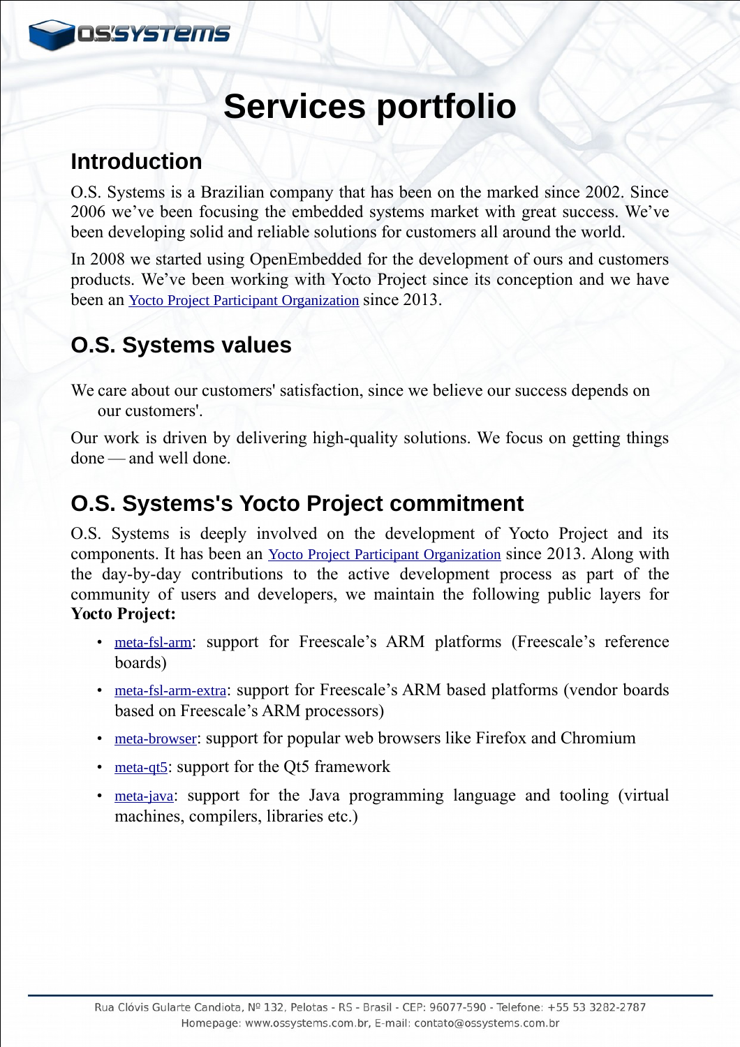# Services portfolio

## Introduction

O.S. Systems is a Brazilian company that has been on the marked since 2002. Since 2006 we've been focusing the embedded systems market with great success. We've been developing solid and reliable solutions for customers all around the world.

In 2008 we started using OpenEmbedded for the development of ours and customers products. We've been working with Yocto Project since its conception and we have been an Yocto Project Participant Organization since 2013.

## O.S. Systems values

We care about our customers' satisfaction, since we believe our success depends on our customers'.

Our work is driven by delivering high-quality solutions. We focus on getting things done — and well done.

## O.S. Systems's Yocto Project commitment

O.S. Systems is deeply involved on the development of Yocto Project and its components. It has been an Yocto Project Participant Organization since 2013. Along with the day-by-day contributions to the active development process as part of the community of users and developers, we maintain the following public layers for **Yocto Project:**

- meta-fsl-arm: support for Freescale's ARM platforms (Freescale's reference boards)
- meta-fsl-arm-extra: support for Freescale's ARM based platforms (vendor boards based on Freescale's ARM processors)
- meta-browser: support for popular web browsers like Firefox and Chromium
- meta-qt5: support for the Qt5 framework
- meta-java: support for the Java programming language and tooling (virtual machines, compilers, libraries etc.)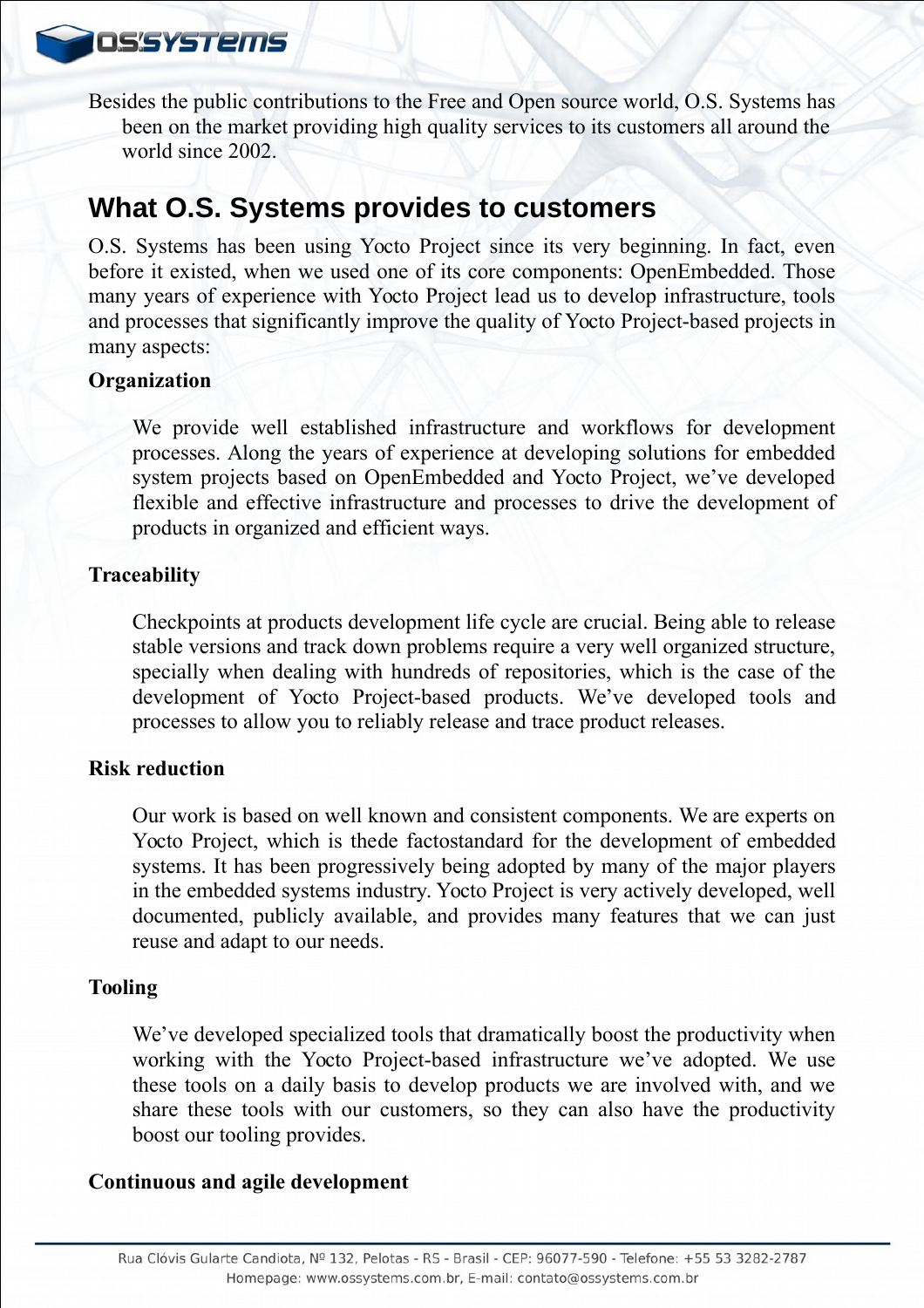Besides the public contributions to the Free and Open source world, O.S. Systems has been on the market providing high quality services to its customers all around the world since 2002.

## What O.S. Systems provides to customers

O.S. Systems has been using Yocto Project since its very beginning. In fact, even before it existed, when we used one of its core components: OpenEmbedded. Those many years of experience with Yocto Project lead us to develop infrastructure, tools and processes that significantly improve the quality of Yocto Project-based projects in many aspects:

**Organization**

We provide well established infrastructure and workflows for development processes. Along the years of experience at developing solutions for embedded system projects based on OpenEmbedded and Yocto Project, we've developed flexible and effective infrastructure and processes to drive the development of products in organized and efficient ways.

**Traceability**

Checkpoints at products development life cycle are crucial. Being able to release stable versions and track down problems require a very well organized structure, specially when dealing with hundreds of repositories, which is the case of the development of Yocto Project-based products. We've developed tools and processes to allow you to reliably release and trace product releases.

**Risk reduction**

Our work is based on well known and consistent components. We are experts on Yocto Project, which is thede factostandard for the development of embedded systems. It has been progressively being adopted by many of the major players in the embedded systems industry. Yocto Project is very actively developed, well documented, publicly available, and provides many features that we can just reuse and adapt to our needs.

**Tooling**

We've developed specialized tools that dramatically boost the productivity when working with the Yocto Project-based infrastructure we've adopted. We use these tools on a daily basis to develop products we are involved with, and we share these tools with our customers, so they can also have the productivity boost our tooling provides.

**Continuous and agile development**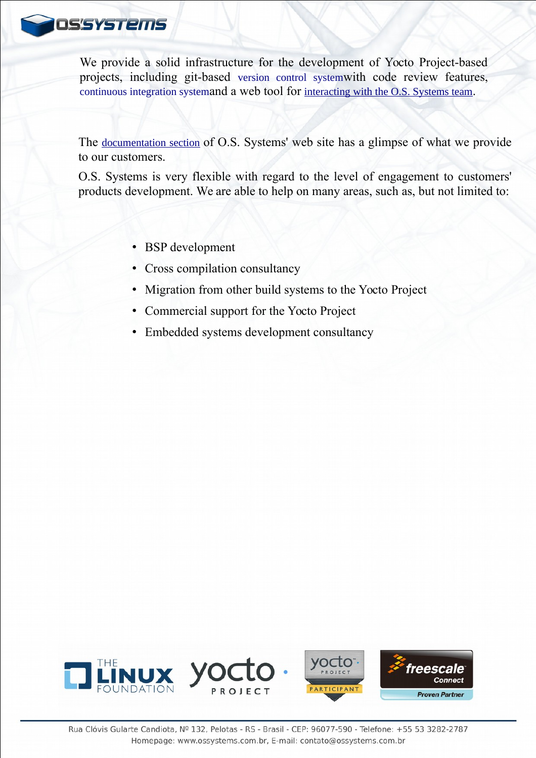We provide a solid infrastructure for the development of Yocto Project-based projects, including git-based version control systemwith code review features, continuous integration systemand a web tool for interacting with the O.S. Systems team.

The documentation section of O.S. Systems' web site has a glimpse of what we provide to our customers.

O.S. Systems is very flexible with regard to the level of engagement to customers' products development. We are able to help on many areas, such as, but not limited to:

- BSP development
- Cross compilation consultancy
- Migration from other build systems to the Yocto Project
- Commercial support for the Yocto Project
- Embedded systems development consultancy